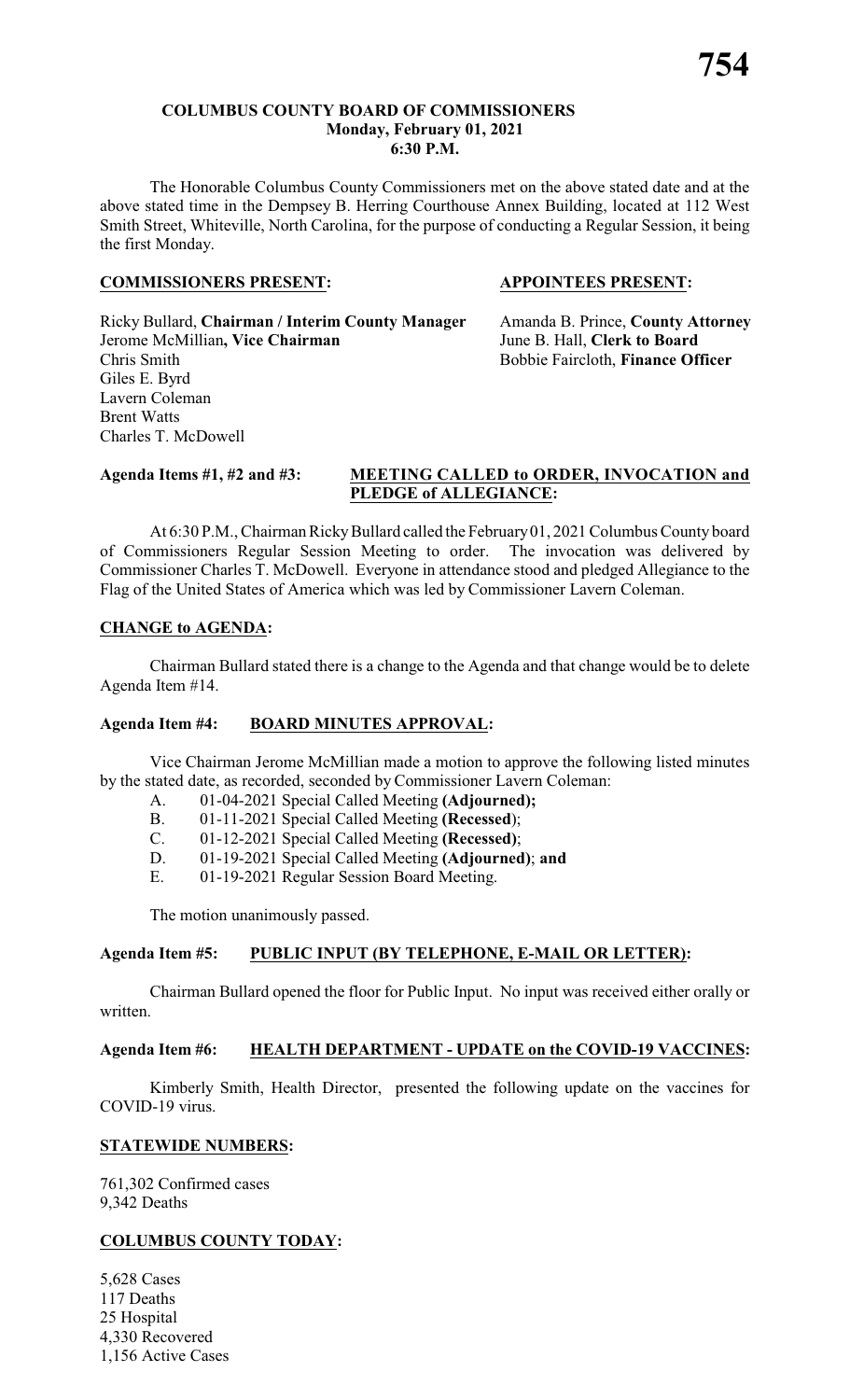# COLUMBUS COUNTY BOARD OF COMMISSIONERS
## Monday, February 01, 2021
## 6:30 P.M.

The Honorable Columbus County Commissioners met on the above stated date and at the above stated time in the Dempsey B. Herring Courthouse Annex Building, located at 112 West Smith Street, Whiteville, North Carolina, for the purpose of conducting a Regular Session, it being the first Monday.

**COMMISSIONERS PRESENT:**

Ricky Bullard, **Chairman / Interim County Manager**
Jerome McMillian**, Vice Chairman**
Chris Smith
Giles E. Byrd
Lavern Coleman
Brent Watts
Charles T. McDowell

**APPOINTEES PRESENT:**

Amanda B. Prince, **County Attorney**
June B. Hall, **Clerk to Board**
Bobbie Faircloth, **Finance Officer**

**Agenda Items #1, #2 and #3: MEETING CALLED to ORDER, INVOCATION and PLEDGE of ALLEGIANCE:**

At 6:30 P.M., Chairman Ricky Bullard called the February 01, 2021 Columbus County board of Commissioners Regular Session Meeting to order. The invocation was delivered by Commissioner Charles T. McDowell. Everyone in attendance stood and pledged Allegiance to the Flag of the United States of America which was led by Commissioner Lavern Coleman.

**CHANGE to AGENDA:**

Chairman Bullard stated there is a change to the Agenda and that change would be to delete Agenda Item #14.

**Agenda Item #4: BOARD MINUTES APPROVAL:**

Vice Chairman Jerome McMillian made a motion to approve the following listed minutes by the stated date, as recorded, seconded by Commissioner Lavern Coleman:

A. 01-04-2021 Special Called Meeting **(Adjourned);**
B. 01-11-2021 Special Called Meeting **(Recessed)**;
C. 01-12-2021 Special Called Meeting **(Recessed)**;
D. 01-19-2021 Special Called Meeting **(Adjourned)**; **and**
E. 01-19-2021 Regular Session Board Meeting.

The motion unanimously passed.

**Agenda Item #5: PUBLIC INPUT (BY TELEPHONE, E-MAIL OR LETTER):**

Chairman Bullard opened the floor for Public Input. No input was received either orally or written.

**Agenda Item #6: HEALTH DEPARTMENT - UPDATE on the COVID-19 VACCINES:**

Kimberly Smith, Health Director, presented the following update on the vaccines for COVID-19 virus.

**STATEWIDE NUMBERS:**

761,302 Confirmed cases
9,342 Deaths

**COLUMBUS COUNTY TODAY:**

5,628 Cases
117 Deaths
25 Hospital
4,330 Recovered
1,156 Active Cases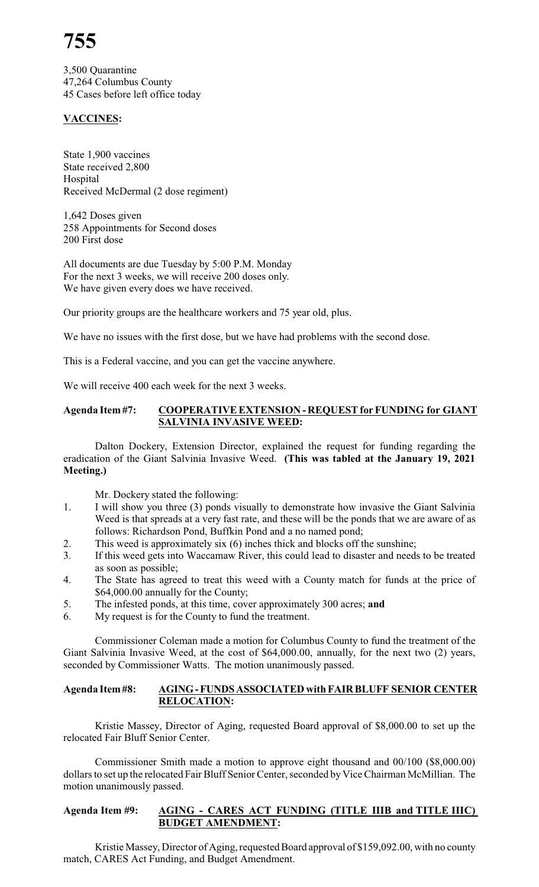3,500 Quarantine
47,264 Columbus County
45 Cases before left office today

**VACCINES:**

State 1,900 vaccines
State received 2,800
Hospital
Received McDermal (2 dose regiment)

1,642 Doses given
258 Appointments for Second doses
200 First dose

All documents are due Tuesday by 5:00 P.M. Monday
For the next 3 weeks, we will receive 200 doses only.
We have given every does we have received.

Our priority groups are the healthcare workers and 75 year old, plus.

We have no issues with the first dose, but we have had problems with the second dose.

This is a Federal vaccine, and you can get the vaccine anywhere.

We will receive 400 each week for the next 3 weeks.

**Agenda Item #7: COOPERATIVE EXTENSION - REQUEST for FUNDING for GIANT SALVINIA INVASIVE WEED:**

Dalton Dockery, Extension Director, explained the request for funding regarding the eradication of the Giant Salvinia Invasive Weed. **(This was tabled at the January 19, 2021 Meeting.)**

Mr. Dockery stated the following:

1. I will show you three (3) ponds visually to demonstrate how invasive the Giant Salvinia Weed is that spreads at a very fast rate, and these will be the ponds that we are aware of as follows: Richardson Pond, Buffkin Pond and a no named pond;
2. This weed is approximately six (6) inches thick and blocks off the sunshine;
3. If this weed gets into Waccamaw River, this could lead to disaster and needs to be treated as soon as possible;
4. The State has agreed to treat this weed with a County match for funds at the price of \$64,000.00 annually for the County;
5. The infested ponds, at this time, cover approximately 300 acres; **and**
6. My request is for the County to fund the treatment.

Commissioner Coleman made a motion for Columbus County to fund the treatment of the Giant Salvinia Invasive Weed, at the cost of \$64,000.00, annually, for the next two (2) years, seconded by Commissioner Watts. The motion unanimously passed.

**Agenda Item #8: AGING - FUNDS ASSOCIATED with FAIR BLUFF SENIOR CENTER RELOCATION:**

Kristie Massey, Director of Aging, requested Board approval of \$8,000.00 to set up the relocated Fair Bluff Senior Center.

Commissioner Smith made a motion to approve eight thousand and 00/100 (\$8,000.00) dollars to set up the relocated Fair Bluff Senior Center, seconded by Vice Chairman McMillian. The motion unanimously passed.

**Agenda Item #9: AGING - CARES ACT FUNDING (TITLE IIIB and TITLE IIIC) BUDGET AMENDMENT:**

Kristie Massey, Director of Aging, requested Board approval of \$159,092.00, with no county match, CARES Act Funding, and Budget Amendment.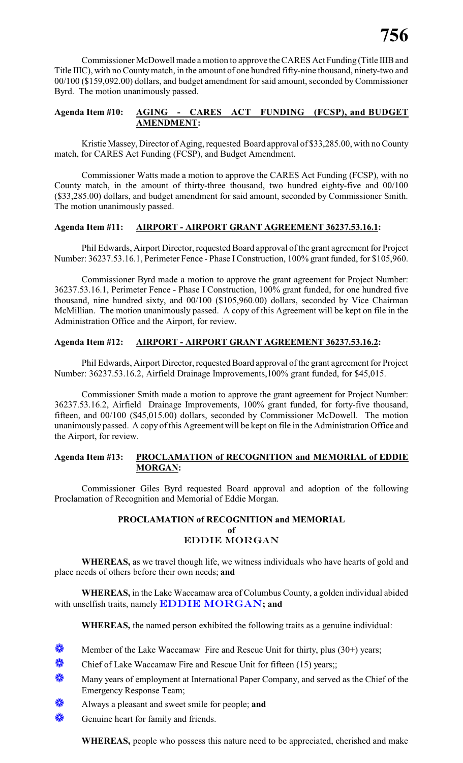Commissioner McDowell made a motion to approve the CARES Act Funding (Title IIIB and Title IIIC), with no County match, in the amount of one hundred fifty-nine thousand, ninety-two and 00/100 ($159,092.00) dollars, and budget amendment for said amount, seconded by Commissioner Byrd. The motion unanimously passed.

**Agenda Item #10: AGING - CARES ACT FUNDING (FCSP), and BUDGET AMENDMENT:**

Kristie Massey, Director of Aging, requested Board approval of $33,285.00, with no County match, for CARES Act Funding (FCSP), and Budget Amendment.

Commissioner Watts made a motion to approve the CARES Act Funding (FCSP), with no County match, in the amount of thirty-three thousand, two hundred eighty-five and 00/100 ($33,285.00) dollars, and budget amendment for said amount, seconded by Commissioner Smith. The motion unanimously passed.

**Agenda Item #11: AIRPORT - AIRPORT GRANT AGREEMENT 36237.53.16.1:**

Phil Edwards, Airport Director, requested Board approval of the grant agreement for Project Number: 36237.53.16.1, Perimeter Fence - Phase I Construction, 100% grant funded, for $105,960.

Commissioner Byrd made a motion to approve the grant agreement for Project Number: 36237.53.16.1, Perimeter Fence - Phase I Construction, 100% grant funded, for one hundred five thousand, nine hundred sixty, and 00/100 ($105,960.00) dollars, seconded by Vice Chairman McMillian. The motion unanimously passed. A copy of this Agreement will be kept on file in the Administration Office and the Airport, for review.

**Agenda Item #12: AIRPORT - AIRPORT GRANT AGREEMENT 36237.53.16.2:**

Phil Edwards, Airport Director, requested Board approval of the grant agreement for Project Number: 36237.53.16.2, Airfield Drainage Improvements,100% grant funded, for $45,015.

Commissioner Smith made a motion to approve the grant agreement for Project Number: 36237.53.16.2, Airfield Drainage Improvements, 100% grant funded, for forty-five thousand, fifteen, and 00/100 ($45,015.00) dollars, seconded by Commissioner McDowell. The motion unanimously passed. A copy of this Agreement will be kept on file in the Administration Office and the Airport, for review.

**Agenda Item #13: PROCLAMATION of RECOGNITION and MEMORIAL of EDDIE MORGAN:**

Commissioner Giles Byrd requested Board approval and adoption of the following Proclamation of Recognition and Memorial of Eddie Morgan.

**PROCLAMATION of RECOGNITION and MEMORIAL**
**of**
**EDDIE MORGAN**

**WHEREAS,** as we travel though life, we witness individuals who have hearts of gold and place needs of others before their own needs; **and**

**WHEREAS,** in the Lake Waccamaw area of Columbus County, a golden individual abided with unselfish traits, namely **EDDIE MORGAN; and**

**WHEREAS,** the named person exhibited the following traits as a genuine individual:

- Member of the Lake Waccamaw Fire and Rescue Unit for thirty, plus (30+) years;
- Chief of Lake Waccamaw Fire and Rescue Unit for fifteen (15) years;;
- Many years of employment at International Paper Company, and served as the Chief of the Emergency Response Team;
- Always a pleasant and sweet smile for people; **and**
- Genuine heart for family and friends.

**WHEREAS,** people who possess this nature need to be appreciated, cherished and make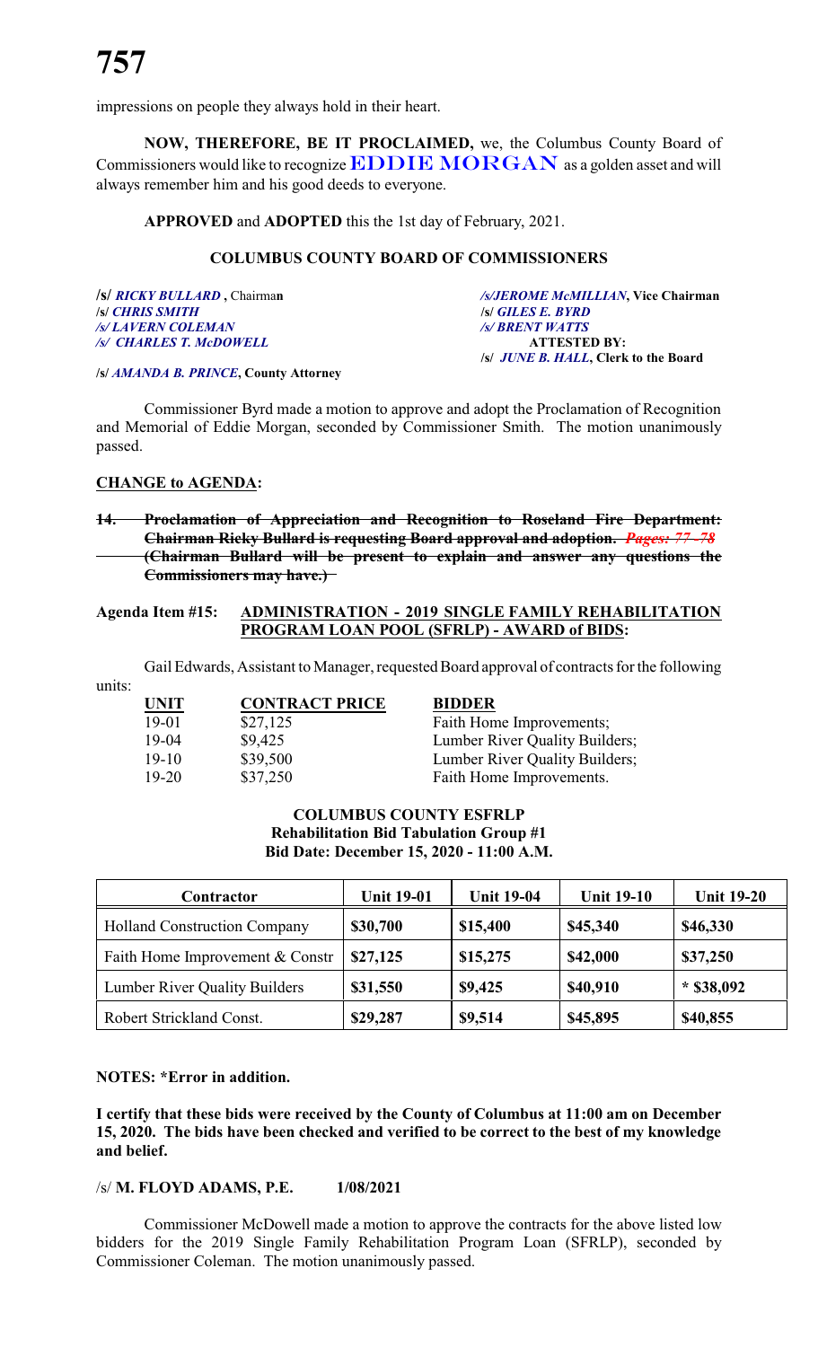impressions on people they always hold in their heart.

**NOW, THEREFORE, BE IT PROCLAIMED,** we, the Columbus County Board of Commissioners would like to recognize **EDDIE MORGAN** as a golden asset and will always remember him and his good deeds to everyone.

**APPROVED** and **ADOPTED** this the 1st day of February, 2021.

**COLUMBUS COUNTY BOARD OF COMMISSIONERS**

**/s/** ***RICKY BULLARD*** **, Chairman**
**/s/** ***CHRIS SMITH***
***/s/ LAVERN COLEMAN***
***/s/ CHARLES T. McDOWELL***

***/s/JEROME McMILLIAN*****, Vice Chairman**
**/s/** ***GILES E. BYRD***
***/s/ BRENT WATTS***
**ATTESTED BY:**
**/s/** ***JUNE B. HALL*****, Clerk to the Board**

**/s/** ***AMANDA B. PRINCE*****, County Attorney**

Commissioner Byrd made a motion to approve and adopt the Proclamation of Recognition and Memorial of Eddie Morgan, seconded by Commissioner Smith. The motion unanimously passed.

**CHANGE to AGENDA:**

~~**14. Proclamation of Appreciation and Recognition to Roseland Fire Department: Chairman Ricky Bullard is requesting Board approval and adoption.** ***Pages: 77 -78*** **(Chairman Bullard will be present to explain and answer any questions the Commissioners may have.)**~~

**Agenda Item #15: ADMINISTRATION - 2019 SINGLE FAMILY REHABILITATION PROGRAM LOAN POOL (SFRLP) - AWARD of BIDS:**

Gail Edwards, Assistant to Manager, requested Board approval of contracts for the following units:

| UNIT | CONTRACT PRICE | BIDDER |
|---|---|---|
| 19-01 | $27,125 | Faith Home Improvements; |
| 19-04 | $9,425 | Lumber River Quality Builders; |
| 19-10 | $39,500 | Lumber River Quality Builders; |
| 19-20 | $37,250 | Faith Home Improvements. |

**COLUMBUS COUNTY ESFRLP**
**Rehabilitation Bid Tabulation Group #1**
**Bid Date: December 15, 2020 - 11:00 A.M.**

| Contractor | Unit 19-01 | Unit 19-04 | Unit 19-10 | Unit 19-20 |
|---|---|---|---|---|
| Holland Construction Company | **$30,700** | **$15,400** | **$45,340** | **$46,330** |
| Faith Home Improvement & Constr | **$27,125** | **$15,275** | **$42,000** | **$37,250** |
| Lumber River Quality Builders | **$31,550** | **$9,425** | **$40,910** | **\* $38,092** |
| Robert Strickland Const. | **$29,287** | **$9,514** | **$45,895** | **$40,855** |

**NOTES: \*Error in addition.**

**I certify that these bids were received by the County of Columbus at 11:00 am on December 15, 2020. The bids have been checked and verified to be correct to the best of my knowledge and belief.**

/s/ **M. FLOYD ADAMS, P.E. 1/08/2021**

Commissioner McDowell made a motion to approve the contracts for the above listed low bidders for the 2019 Single Family Rehabilitation Program Loan (SFRLP), seconded by Commissioner Coleman. The motion unanimously passed.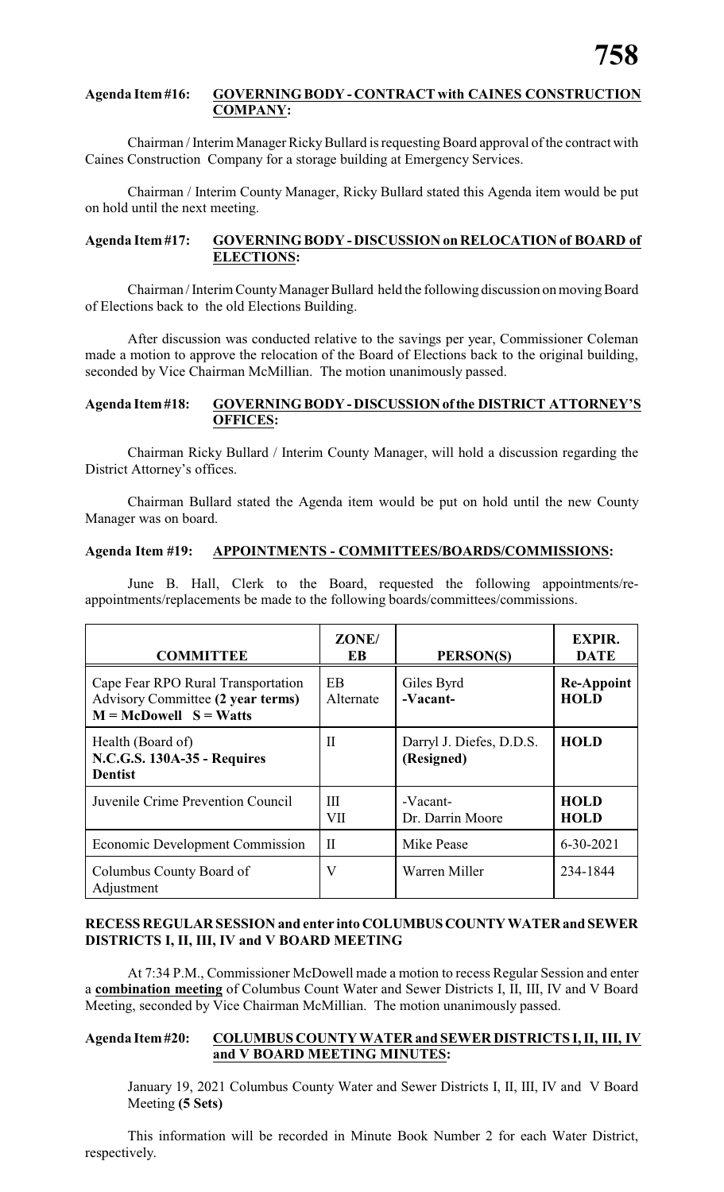**Agenda Item #16: GOVERNING BODY - CONTRACT with CAINES CONSTRUCTION COMPANY:**

Chairman / Interim Manager Ricky Bullard is requesting Board approval of the contract with Caines Construction Company for a storage building at Emergency Services.

Chairman / Interim County Manager, Ricky Bullard stated this Agenda item would be put on hold until the next meeting.

**Agenda Item #17: GOVERNING BODY - DISCUSSION on RELOCATION of BOARD of ELECTIONS:**

Chairman / Interim County Manager Bullard held the following discussion on moving Board of Elections back to the old Elections Building.

After discussion was conducted relative to the savings per year, Commissioner Coleman made a motion to approve the relocation of the Board of Elections back to the original building, seconded by Vice Chairman McMillian. The motion unanimously passed.

**Agenda Item #18: GOVERNING BODY - DISCUSSION of the DISTRICT ATTORNEY'S OFFICES:**

Chairman Ricky Bullard / Interim County Manager, will hold a discussion regarding the District Attorney's offices.

Chairman Bullard stated the Agenda item would be put on hold until the new County Manager was on board.

**Agenda Item #19: APPOINTMENTS - COMMITTEES/BOARDS/COMMISSIONS:**

June B. Hall, Clerk to the Board, requested the following appointments/re-appointments/replacements be made to the following boards/committees/commissions.

| COMMITTEE | ZONE/ EB | PERSON(S) | EXPIR. DATE |
|---|---|---|---|
| Cape Fear RPO Rural Transportation Advisory Committee **(2 year terms)** **M = McDowell S = Watts** | EB Alternate | Giles Byrd -Vacant- | **Re-Appoint HOLD** |
| Health (Board of) **N.C.G.S. 130A-35 - Requires Dentist** | II | Darryl J. Diefes, D.D.S. (Resigned) | **HOLD** |
| Juvenile Crime Prevention Council | III VII | -Vacant- Dr. Darrin Moore | **HOLD HOLD** |
| Economic Development Commission | II | Mike Pease | 6-30-2021 |
| Columbus County Board of Adjustment | V | Warren Miller | 234-1844 |

**RECESS REGULAR SESSION and enter into COLUMBUS COUNTY WATER and SEWER DISTRICTS I, II, III, IV and V BOARD MEETING**

At 7:34 P.M., Commissioner McDowell made a motion to recess Regular Session and enter a **combination meeting** of Columbus Count Water and Sewer Districts I, II, III, IV and V Board Meeting, seconded by Vice Chairman McMillian. The motion unanimously passed.

**Agenda Item #20: COLUMBUS COUNTY WATER and SEWER DISTRICTS I, II, III, IV and V BOARD MEETING MINUTES:**

January 19, 2021 Columbus County Water and Sewer Districts I, II, III, IV and V Board Meeting **(5 Sets)**

This information will be recorded in Minute Book Number 2 for each Water District, respectively.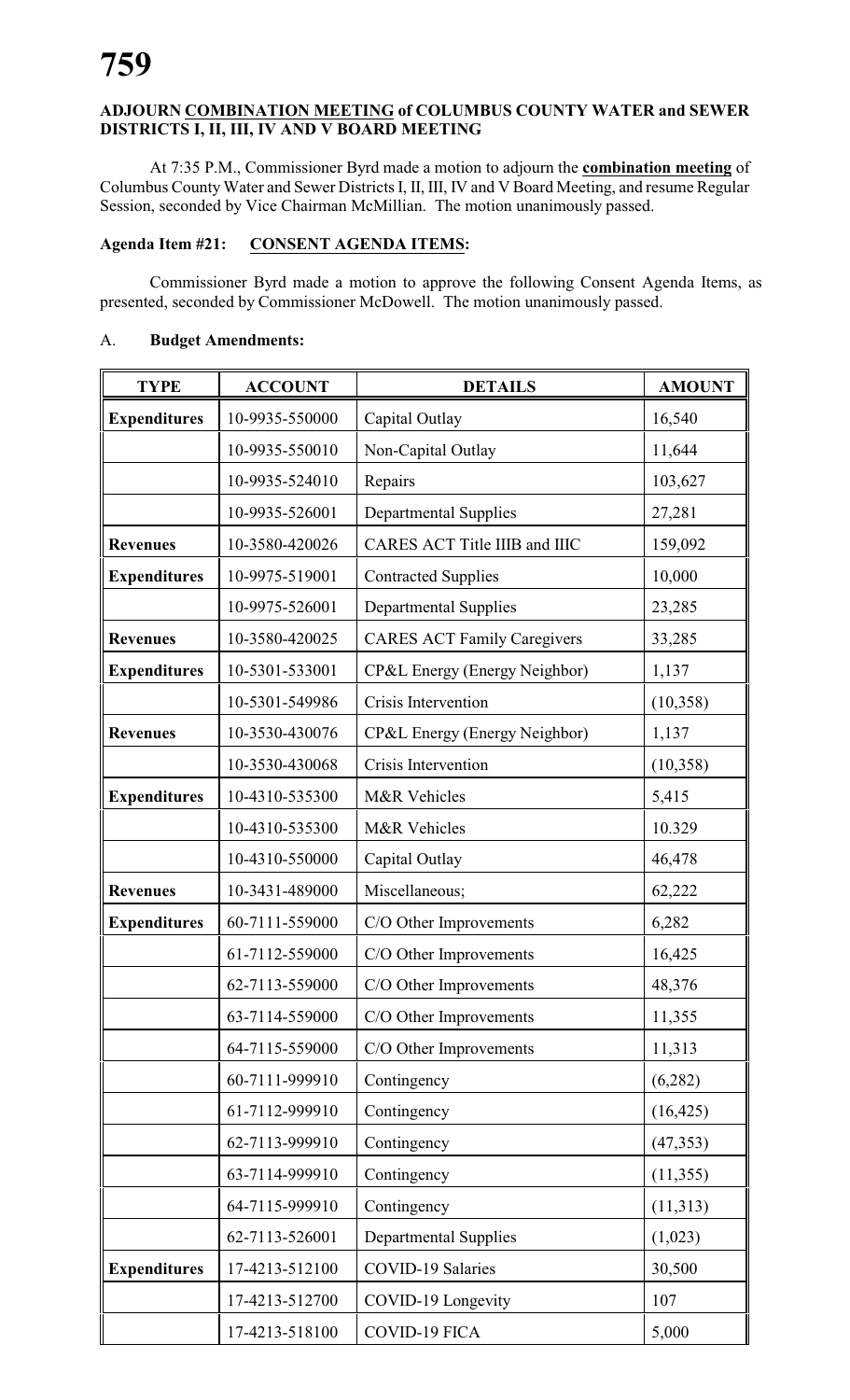**ADJOURN COMBINATION MEETING of COLUMBUS COUNTY WATER and SEWER DISTRICTS I, II, III, IV AND V BOARD MEETING**

At 7:35 P.M., Commissioner Byrd made a motion to adjourn the **combination meeting** of Columbus County Water and Sewer Districts I, II, III, IV and V Board Meeting, and resume Regular Session, seconded by Vice Chairman McMillian. The motion unanimously passed.

**Agenda Item #21: CONSENT AGENDA ITEMS:**

Commissioner Byrd made a motion to approve the following Consent Agenda Items, as presented, seconded by Commissioner McDowell. The motion unanimously passed.

A. **Budget Amendments:**

| TYPE | ACCOUNT | DETAILS | AMOUNT |
|---|---|---|---|
| **Expenditures** | 10-9935-550000 | Capital Outlay | 16,540 |
| | 10-9935-550010 | Non-Capital Outlay | 11,644 |
| | 10-9935-524010 | Repairs | 103,627 |
| | 10-9935-526001 | Departmental Supplies | 27,281 |
| **Revenues** | 10-3580-420026 | CARES ACT Title IIIB and IIIC | 159,092 |
| **Expenditures** | 10-9975-519001 | Contracted Supplies | 10,000 |
| | 10-9975-526001 | Departmental Supplies | 23,285 |
| **Revenues** | 10-3580-420025 | CARES ACT Family Caregivers | 33,285 |
| **Expenditures** | 10-5301-533001 | CP&L Energy (Energy Neighbor) | 1,137 |
| | 10-5301-549986 | Crisis Intervention | (10,358) |
| **Revenues** | 10-3530-430076 | CP&L Energy (Energy Neighbor) | 1,137 |
| | 10-3530-430068 | Crisis Intervention | (10,358) |
| **Expenditures** | 10-4310-535300 | M&R Vehicles | 5,415 |
| | 10-4310-535300 | M&R Vehicles | 10.329 |
| | 10-4310-550000 | Capital Outlay | 46,478 |
| **Revenues** | 10-3431-489000 | Miscellaneous; | 62,222 |
| **Expenditures** | 60-7111-559000 | C/O Other Improvements | 6,282 |
| | 61-7112-559000 | C/O Other Improvements | 16,425 |
| | 62-7113-559000 | C/O Other Improvements | 48,376 |
| | 63-7114-559000 | C/O Other Improvements | 11,355 |
| | 64-7115-559000 | C/O Other Improvements | 11,313 |
| | 60-7111-999910 | Contingency | (6,282) |
| | 61-7112-999910 | Contingency | (16,425) |
| | 62-7113-999910 | Contingency | (47,353) |
| | 63-7114-999910 | Contingency | (11,355) |
| | 64-7115-999910 | Contingency | (11,313) |
| | 62-7113-526001 | Departmental Supplies | (1,023) |
| **Expenditures** | 17-4213-512100 | COVID-19 Salaries | 30,500 |
| | 17-4213-512700 | COVID-19 Longevity | 107 |
| | 17-4213-518100 | COVID-19 FICA | 5,000 |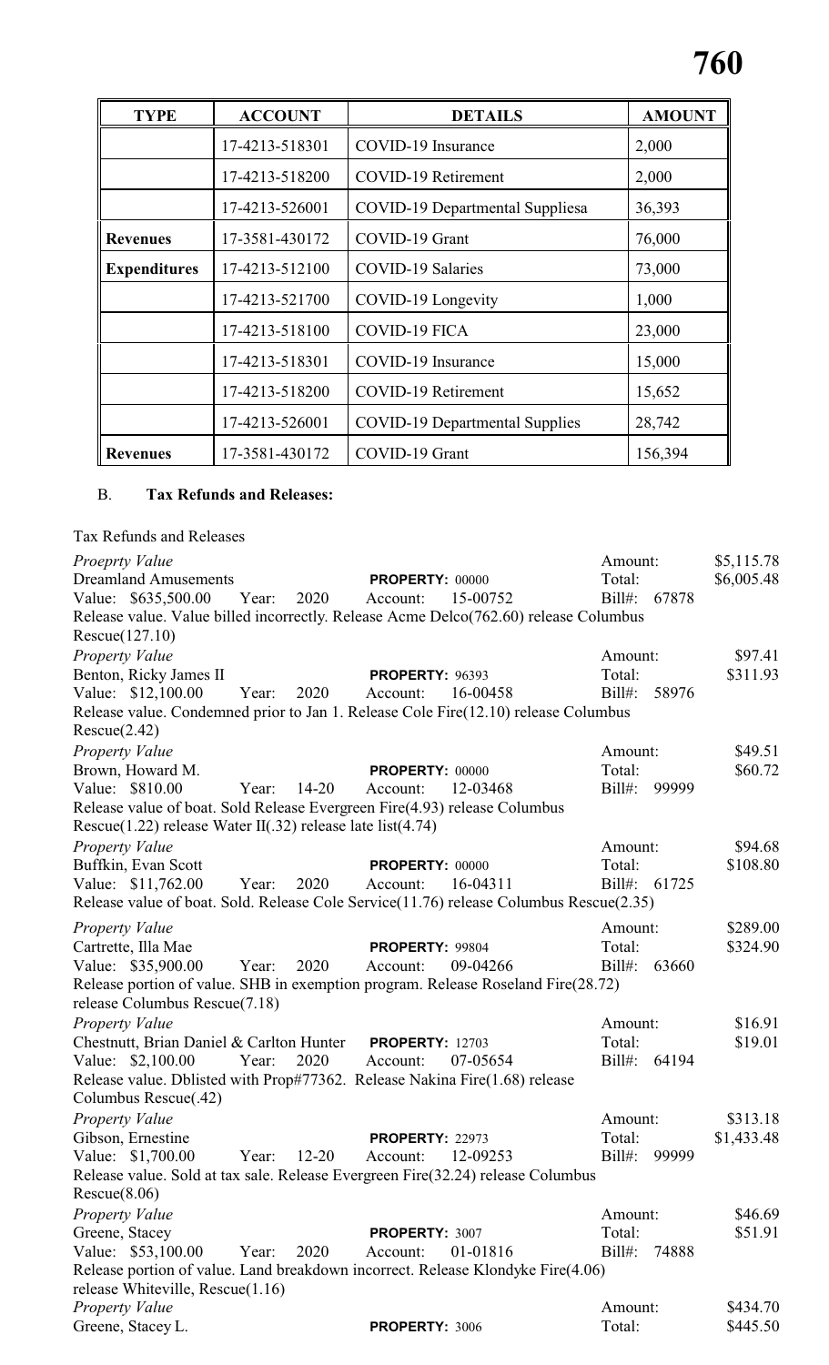| TYPE | ACCOUNT | DETAILS | AMOUNT |
|---|---|---|---|
| | 17-4213-518301 | COVID-19 Insurance | 2,000 |
| | 17-4213-518200 | COVID-19 Retirement | 2,000 |
| | 17-4213-526001 | COVID-19 Departmental Suppliesa | 36,393 |
| **Revenues** | 17-3581-430172 | COVID-19 Grant | 76,000 |
| **Expenditures** | 17-4213-512100 | COVID-19 Salaries | 73,000 |
| | 17-4213-521700 | COVID-19 Longevity | 1,000 |
| | 17-4213-518100 | COVID-19 FICA | 23,000 |
| | 17-4213-518301 | COVID-19 Insurance | 15,000 |
| | 17-4213-518200 | COVID-19 Retirement | 15,652 |
| | 17-4213-526001 | COVID-19 Departmental Supplies | 28,742 |
| **Revenues** | 17-3581-430172 | COVID-19 Grant | 156,394 |

B. **Tax Refunds and Releases:**

Tax Refunds and Releases

*Proeprty Value* — Amount: $5,115.78
Dreamland Amusements — **PROPERTY:** 00000 — Total: $6,005.48
Value: $635,500.00 Year: 2020 Account: 15-00752 Bill#: 67878
Release value. Value billed incorrectly. Release Acme Delco(762.60) release Columbus Rescue(127.10)

*Property Value* — Amount: $97.41
Benton, Ricky James II — **PROPERTY:** 96393 — Total: $311.93
Value: $12,100.00 Year: 2020 Account: 16-00458 Bill#: 58976
Release value. Condemned prior to Jan 1. Release Cole Fire(12.10) release Columbus Rescue(2.42)

*Property Value* — Amount: $49.51
Brown, Howard M. — **PROPERTY:** 00000 — Total: $60.72
Value: $810.00 Year: 14-20 Account: 12-03468 Bill#: 99999
Release value of boat. Sold Release Evergreen Fire(4.93) release Columbus Rescue(1.22) release Water II(.32) release late list(4.74)

*Property Value* — Amount: $94.68
Buffkin, Evan Scott — **PROPERTY:** 00000 — Total: $108.80
Value: $11,762.00 Year: 2020 Account: 16-04311 Bill#: 61725
Release value of boat. Sold. Release Cole Service(11.76) release Columbus Rescue(2.35)

*Property Value* — Amount: $289.00
Cartrette, Illa Mae — **PROPERTY:** 99804 — Total: $324.90
Value: $35,900.00 Year: 2020 Account: 09-04266 Bill#: 63660
Release portion of value. SHB in exemption program. Release Roseland Fire(28.72) release Columbus Rescue(7.18)

*Property Value* — Amount: $16.91
Chestnutt, Brian Daniel & Carlton Hunter — **PROPERTY:** 12703 — Total: $19.01
Value: $2,100.00 Year: 2020 Account: 07-05654 Bill#: 64194
Release value. Dblisted with Prop#77362. Release Nakina Fire(1.68) release Columbus Rescue(.42)

*Property Value* — Amount: $313.18
Gibson, Ernestine — **PROPERTY:** 22973 — Total: $1,433.48
Value: $1,700.00 Year: 12-20 Account: 12-09253 Bill#: 99999
Release value. Sold at tax sale. Release Evergreen Fire(32.24) release Columbus Rescue(8.06)

*Property Value* — Amount: $46.69
Greene, Stacey — **PROPERTY:** 3007 — Total: $51.91
Value: $53,100.00 Year: 2020 Account: 01-01816 Bill#: 74888
Release portion of value. Land breakdown incorrect. Release Klondyke Fire(4.06) release Whiteville, Rescue(1.16)

*Property Value* — Amount: $434.70
Greene, Stacey L. — **PROPERTY:** 3006 — Total: $445.50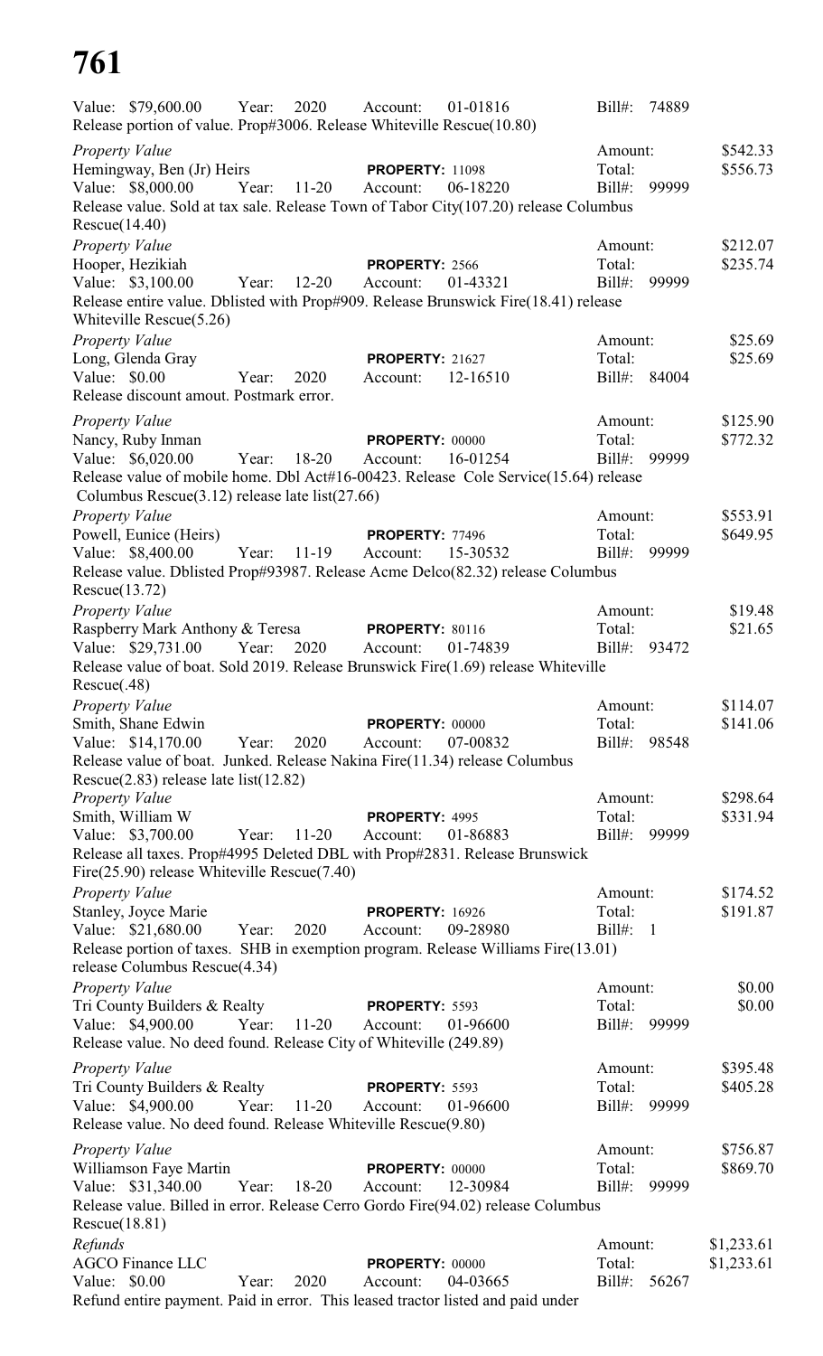Value: $79,600.00 Year: 2020 Account: 01-01816 Bill#: 74889
Release portion of value. Prop#3006. Release Whiteville Rescue(10.80)

*Property Value*
Hemingway, Ben (Jr) Heirs **PROPERTY:** 11098 Amount: $542.33
Value: $8,000.00 Year: 11-20 Account: 06-18220 Total: $556.73
Bill#: 99999
Release value. Sold at tax sale. Release Town of Tabor City(107.20) release Columbus Rescue(14.40)

*Property Value*
Hooper, Hezikiah **PROPERTY:** 2566 Amount: $212.07
Value: $3,100.00 Year: 12-20 Account: 01-43321 Total: $235.74
Bill#: 99999
Release entire value. Dblisted with Prop#909. Release Brunswick Fire(18.41) release Whiteville Rescue(5.26)

*Property Value*
Long, Glenda Gray **PROPERTY:** 21627 Amount: $25.69
Value: $0.00 Year: 2020 Account: 12-16510 Total: $25.69
Bill#: 84004
Release discount amout. Postmark error.

*Property Value*
Nancy, Ruby Inman **PROPERTY:** 00000 Amount: $125.90
Value: $6,020.00 Year: 18-20 Account: 16-01254 Total: $772.32
Bill#: 99999
Release value of mobile home. Dbl Act#16-00423. Release Cole Service(15.64) release Columbus Rescue(3.12) release late list(27.66)

*Property Value*
Powell, Eunice (Heirs) **PROPERTY:** 77496 Amount: $553.91
Value: $8,400.00 Year: 11-19 Account: 15-30532 Total: $649.95
Bill#: 99999
Release value. Dblisted Prop#93987. Release Acme Delco(82.32) release Columbus Rescue(13.72)

*Property Value*
Raspberry Mark Anthony & Teresa **PROPERTY:** 80116 Amount: $19.48
Value: $29,731.00 Year: 2020 Account: 01-74839 Total: $21.65
Bill#: 93472
Release value of boat. Sold 2019. Release Brunswick Fire(1.69) release Whiteville Rescue(.48)

*Property Value*
Smith, Shane Edwin **PROPERTY:** 00000 Amount: $114.07
Value: $14,170.00 Year: 2020 Account: 07-00832 Total: $141.06
Bill#: 98548
Release value of boat. Junked. Release Nakina Fire(11.34) release Columbus Rescue(2.83) release late list(12.82)

*Property Value*
Smith, William W **PROPERTY:** 4995 Amount: $298.64
Value: $3,700.00 Year: 11-20 Account: 01-86883 Total: $331.94
Bill#: 99999
Release all taxes. Prop#4995 Deleted DBL with Prop#2831. Release Brunswick Fire(25.90) release Whiteville Rescue(7.40)

*Property Value*
Stanley, Joyce Marie **PROPERTY:** 16926 Amount: $174.52
Value: $21,680.00 Year: 2020 Account: 09-28980 Total: $191.87
Bill#: 1
Release portion of taxes. SHB in exemption program. Release Williams Fire(13.01) release Columbus Rescue(4.34)

*Property Value*
Tri County Builders & Realty **PROPERTY:** 5593 Amount: $0.00
Value: $4,900.00 Year: 11-20 Account: 01-96600 Total: $0.00
Bill#: 99999
Release value. No deed found. Release City of Whiteville (249.89)

*Property Value*
Tri County Builders & Realty **PROPERTY:** 5593 Amount: $395.48
Value: $4,900.00 Year: 11-20 Account: 01-96600 Total: $405.28
Bill#: 99999
Release value. No deed found. Release Whiteville Rescue(9.80)

*Property Value*
Williamson Faye Martin **PROPERTY:** 00000 Amount: $756.87
Value: $31,340.00 Year: 18-20 Account: 12-30984 Total: $869.70
Bill#: 99999
Release value. Billed in error. Release Cerro Gordo Fire(94.02) release Columbus Rescue(18.81)

*Refunds*
AGCO Finance LLC **PROPERTY:** 00000 Amount: $1,233.61
Value: $0.00 Year: 2020 Account: 04-03665 Total: $1,233.61
Bill#: 56267
Refund entire payment. Paid in error. This leased tractor listed and paid under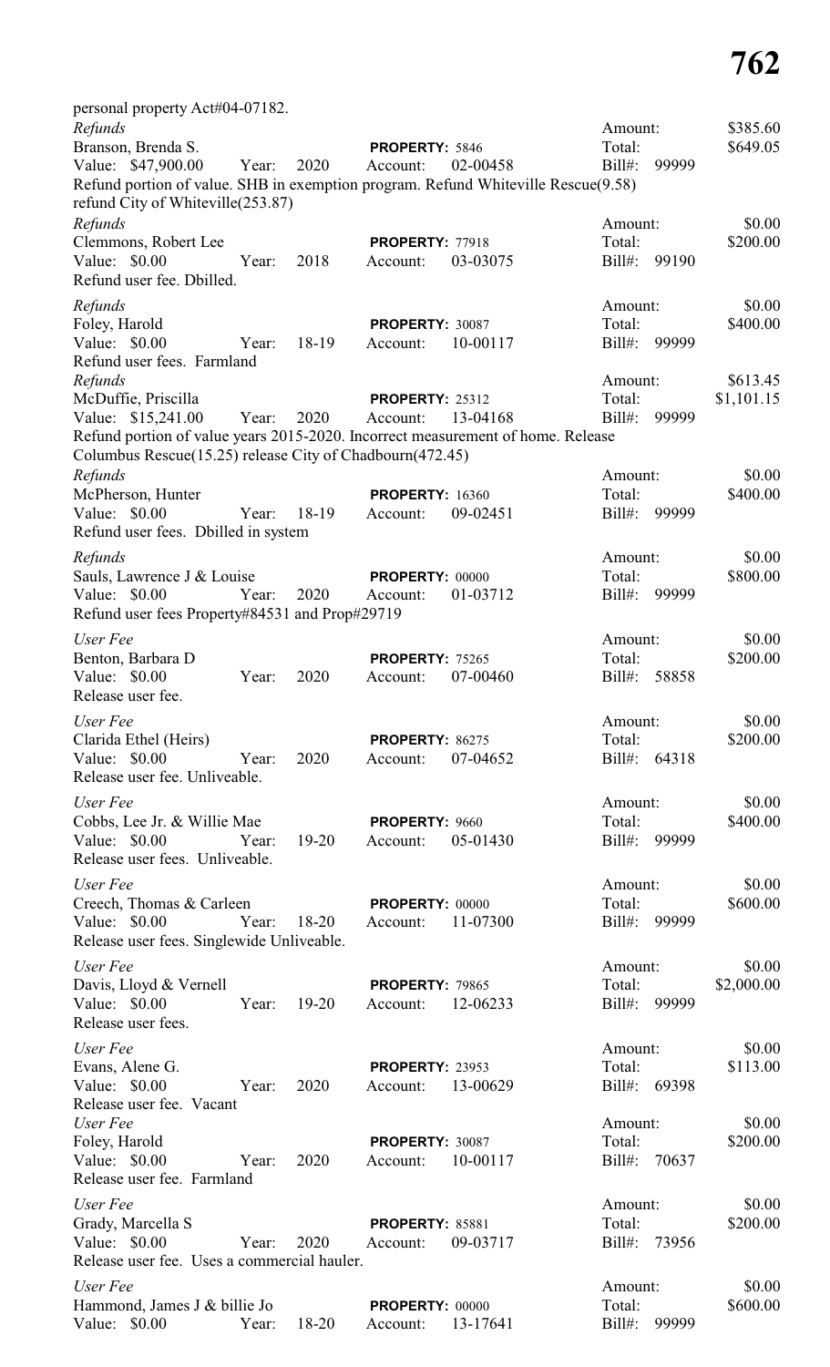personal property Act#04-07182.

*Refunds*
Branson, Brenda S. PROPERTY: 5846 Amount: $385.60
Value: $47,900.00 Year: 2020 Account: 02-00458 Total: $649.05 Bill#: 99999
Refund portion of value. SHB in exemption program. Refund Whiteville Rescue(9.58) refund City of Whiteville(253.87)

*Refunds*
Clemmons, Robert Lee PROPERTY: 77918 Amount: $0.00
Value: $0.00 Year: 2018 Account: 03-03075 Total: $200.00 Bill#: 99190
Refund user fee. Dbilled.

*Refunds*
Foley, Harold PROPERTY: 30087 Amount: $0.00
Value: $0.00 Year: 18-19 Account: 10-00117 Total: $400.00 Bill#: 99999
Refund user fees. Farmland

*Refunds*
McDuffie, Priscilla PROPERTY: 25312 Amount: $613.45
Value: $15,241.00 Year: 2020 Account: 13-04168 Total: $1,101.15 Bill#: 99999
Refund portion of value years 2015-2020. Incorrect measurement of home. Release Columbus Rescue(15.25) release City of Chadbourn(472.45)

*Refunds*
McPherson, Hunter PROPERTY: 16360 Amount: $0.00
Value: $0.00 Year: 18-19 Account: 09-02451 Total: $400.00 Bill#: 99999
Refund user fees. Dbilled in system

*Refunds*
Sauls, Lawrence J & Louise PROPERTY: 00000 Amount: $0.00
Value: $0.00 Year: 2020 Account: 01-03712 Total: $800.00 Bill#: 99999
Refund user fees Property#84531 and Prop#29719

*User Fee*
Benton, Barbara D PROPERTY: 75265 Amount: $0.00
Value: $0.00 Year: 2020 Account: 07-00460 Total: $200.00 Bill#: 58858
Release user fee.

*User Fee*
Clarida Ethel (Heirs) PROPERTY: 86275 Amount: $0.00
Value: $0.00 Year: 2020 Account: 07-04652 Total: $200.00 Bill#: 64318
Release user fee. Unliveable.

*User Fee*
Cobbs, Lee Jr. & Willie Mae PROPERTY: 9660 Amount: $0.00
Value: $0.00 Year: 19-20 Account: 05-01430 Total: $400.00 Bill#: 99999
Release user fees. Unliveable.

*User Fee*
Creech, Thomas & Carleen PROPERTY: 00000 Amount: $0.00
Value: $0.00 Year: 18-20 Account: 11-07300 Total: $600.00 Bill#: 99999
Release user fees. Singlewide Unliveable.

*User Fee*
Davis, Lloyd & Vernell PROPERTY: 79865 Amount: $0.00
Value: $0.00 Year: 19-20 Account: 12-06233 Total: $2,000.00 Bill#: 99999
Release user fees.

*User Fee*
Evans, Alene G. PROPERTY: 23953 Amount: $0.00
Value: $0.00 Year: 2020 Account: 13-00629 Total: $113.00 Bill#: 69398
Release user fee. Vacant

*User Fee*
Foley, Harold PROPERTY: 30087 Amount: $0.00
Value: $0.00 Year: 2020 Account: 10-00117 Total: $200.00 Bill#: 70637
Release user fee. Farmland

*User Fee*
Grady, Marcella S PROPERTY: 85881 Amount: $0.00
Value: $0.00 Year: 2020 Account: 09-03717 Total: $200.00 Bill#: 73956
Release user fee. Uses a commercial hauler.

*User Fee*
Hammond, James J & billie Jo PROPERTY: 00000 Amount: $0.00
Value: $0.00 Year: 18-20 Account: 13-17641 Total: $600.00 Bill#: 99999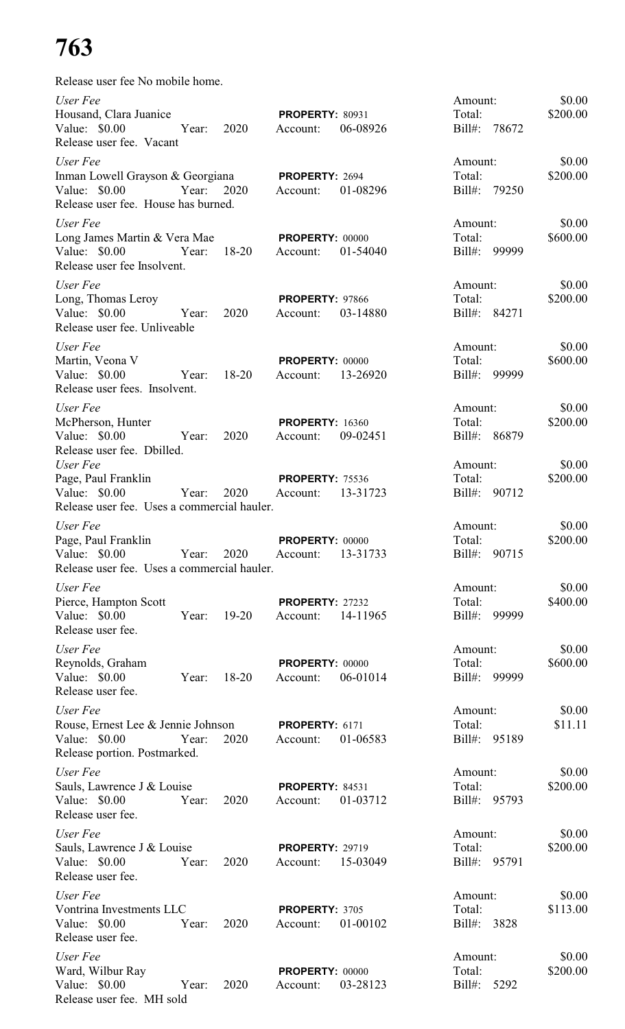# 763

Release user fee No mobile home.

*User Fee*
Housand, Clara Juanice — **PROPERTY:** 80931 — Amount: $0.00
Value: $0.00 Year: 2020 Account: 06-08926 — Total: $200.00
Bill#: 78672
Release user fee. Vacant

*User Fee*
Inman Lowell Grayson & Georgiana — **PROPERTY:** 2694 — Amount: $0.00
Value: $0.00 Year: 2020 Account: 01-08296 — Total: $200.00
Bill#: 79250
Release user fee. House has burned.

*User Fee*
Long James Martin & Vera Mae — **PROPERTY:** 00000 — Amount: $0.00
Value: $0.00 Year: 18-20 Account: 01-54040 — Total: $600.00
Bill#: 99999
Release user fee Insolvent.

*User Fee*
Long, Thomas Leroy — **PROPERTY:** 97866 — Amount: $0.00
Value: $0.00 Year: 2020 Account: 03-14880 — Total: $200.00
Bill#: 84271
Release user fee. Unliveable

*User Fee*
Martin, Veona V — **PROPERTY:** 00000 — Amount: $0.00
Value: $0.00 Year: 18-20 Account: 13-26920 — Total: $600.00
Bill#: 99999
Release user fees. Insolvent.

*User Fee*
McPherson, Hunter — **PROPERTY:** 16360 — Amount: $0.00
Value: $0.00 Year: 2020 Account: 09-02451 — Total: $200.00
Bill#: 86879
Release user fee. Dbilled.

*User Fee*
Page, Paul Franklin — **PROPERTY:** 75536 — Amount: $0.00
Value: $0.00 Year: 2020 Account: 13-31723 — Total: $200.00
Bill#: 90712
Release user fee. Uses a commercial hauler.

*User Fee*
Page, Paul Franklin — **PROPERTY:** 00000 — Amount: $0.00
Value: $0.00 Year: 2020 Account: 13-31733 — Total: $200.00
Bill#: 90715
Release user fee. Uses a commercial hauler.

*User Fee*
Pierce, Hampton Scott — **PROPERTY:** 27232 — Amount: $0.00
Value: $0.00 Year: 19-20 Account: 14-11965 — Total: $400.00
Bill#: 99999
Release user fee.

*User Fee*
Reynolds, Graham — **PROPERTY:** 00000 — Amount: $0.00
Value: $0.00 Year: 18-20 Account: 06-01014 — Total: $600.00
Bill#: 99999
Release user fee.

*User Fee*
Rouse, Ernest Lee & Jennie Johnson — **PROPERTY:** 6171 — Amount: $0.00
Value: $0.00 Year: 2020 Account: 01-06583 — Total: $11.11
Bill#: 95189
Release portion. Postmarked.

*User Fee*
Sauls, Lawrence J & Louise — **PROPERTY:** 84531 — Amount: $0.00
Value: $0.00 Year: 2020 Account: 01-03712 — Total: $200.00
Bill#: 95793
Release user fee.

*User Fee*
Sauls, Lawrence J & Louise — **PROPERTY:** 29719 — Amount: $0.00
Value: $0.00 Year: 2020 Account: 15-03049 — Total: $200.00
Bill#: 95791
Release user fee.

*User Fee*
Vontrina Investments LLC — **PROPERTY:** 3705 — Amount: $0.00
Value: $0.00 Year: 2020 Account: 01-00102 — Total: $113.00
Bill#: 3828
Release user fee.

*User Fee*
Ward, Wilbur Ray — **PROPERTY:** 00000 — Amount: $0.00
Value: $0.00 Year: 2020 Account: 03-28123 — Total: $200.00
Bill#: 5292
Release user fee. MH sold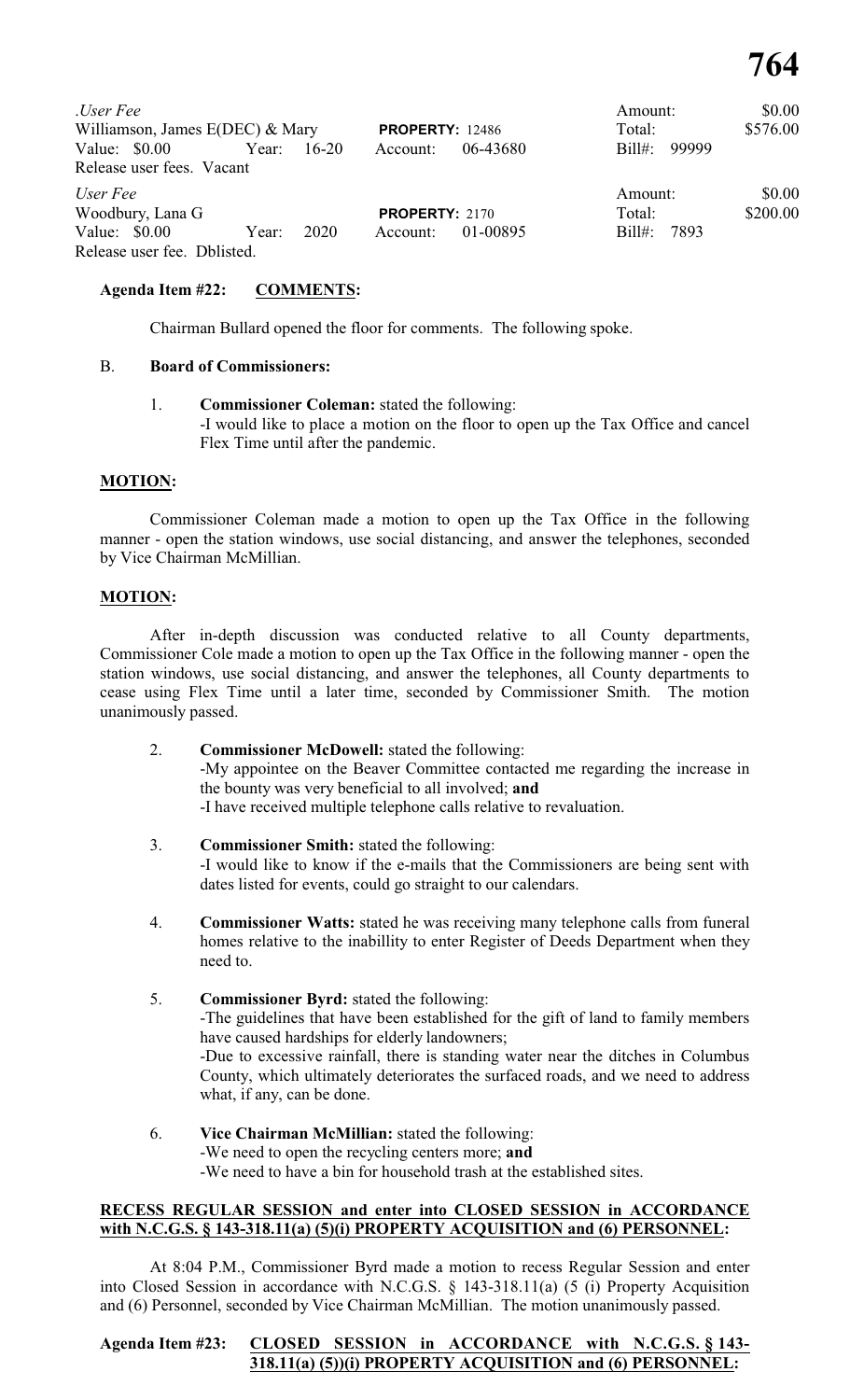*.User Fee* Amount: $0.00
Williamson, James E(DEC) & Mary **PROPERTY:** 12486 Total: $576.00
Value: $0.00 Year: 16-20 Account: 06-43680 Bill#: 99999
Release user fees. Vacant

*User Fee* Amount: $0.00
Woodbury, Lana G **PROPERTY:** 2170 Total: $200.00
Value: $0.00 Year: 2020 Account: 01-00895 Bill#: 7893
Release user fee. Dblisted.

**Agenda Item #22: COMMENTS:**

Chairman Bullard opened the floor for comments. The following spoke.

B. **Board of Commissioners:**

1. **Commissioner Coleman:** stated the following:
   -I would like to place a motion on the floor to open up the Tax Office and cancel Flex Time until after the pandemic.

**MOTION:**

Commissioner Coleman made a motion to open up the Tax Office in the following manner - open the station windows, use social distancing, and answer the telephones, seconded by Vice Chairman McMillian.

**MOTION:**

After in-depth discussion was conducted relative to all County departments, Commissioner Cole made a motion to open up the Tax Office in the following manner - open the station windows, use social distancing, and answer the telephones, all County departments to cease using Flex Time until a later time, seconded by Commissioner Smith. The motion unanimously passed.

2. **Commissioner McDowell:** stated the following:
   -My appointee on the Beaver Committee contacted me regarding the increase in the bounty was very beneficial to all involved; **and**
   -I have received multiple telephone calls relative to revaluation.

3. **Commissioner Smith:** stated the following:
   -I would like to know if the e-mails that the Commissioners are being sent with dates listed for events, could go straight to our calendars.

4. **Commissioner Watts:** stated he was receiving many telephone calls from funeral homes relative to the inabillity to enter Register of Deeds Department when they need to.

5. **Commissioner Byrd:** stated the following:
   -The guidelines that have been established for the gift of land to family members have caused hardships for elderly landowners;
   -Due to excessive rainfall, there is standing water near the ditches in Columbus County, which ultimately deteriorates the surfaced roads, and we need to address what, if any, can be done.

6. **Vice Chairman McMillian:** stated the following:
   -We need to open the recycling centers more; **and**
   -We need to have a bin for household trash at the established sites.

**RECESS REGULAR SESSION and enter into CLOSED SESSION in ACCORDANCE with N.C.G.S. § 143-318.11(a) (5)(i) PROPERTY ACQUISITION and (6) PERSONNEL:**

At 8:04 P.M., Commissioner Byrd made a motion to recess Regular Session and enter into Closed Session in accordance with N.C.G.S. § 143-318.11(a) (5 (i) Property Acquisition and (6) Personnel, seconded by Vice Chairman McMillian. The motion unanimously passed.

**Agenda Item #23: CLOSED SESSION in ACCORDANCE with N.C.G.S. § 143-318.11(a) (5))(i) PROPERTY ACQUISITION and (6) PERSONNEL:**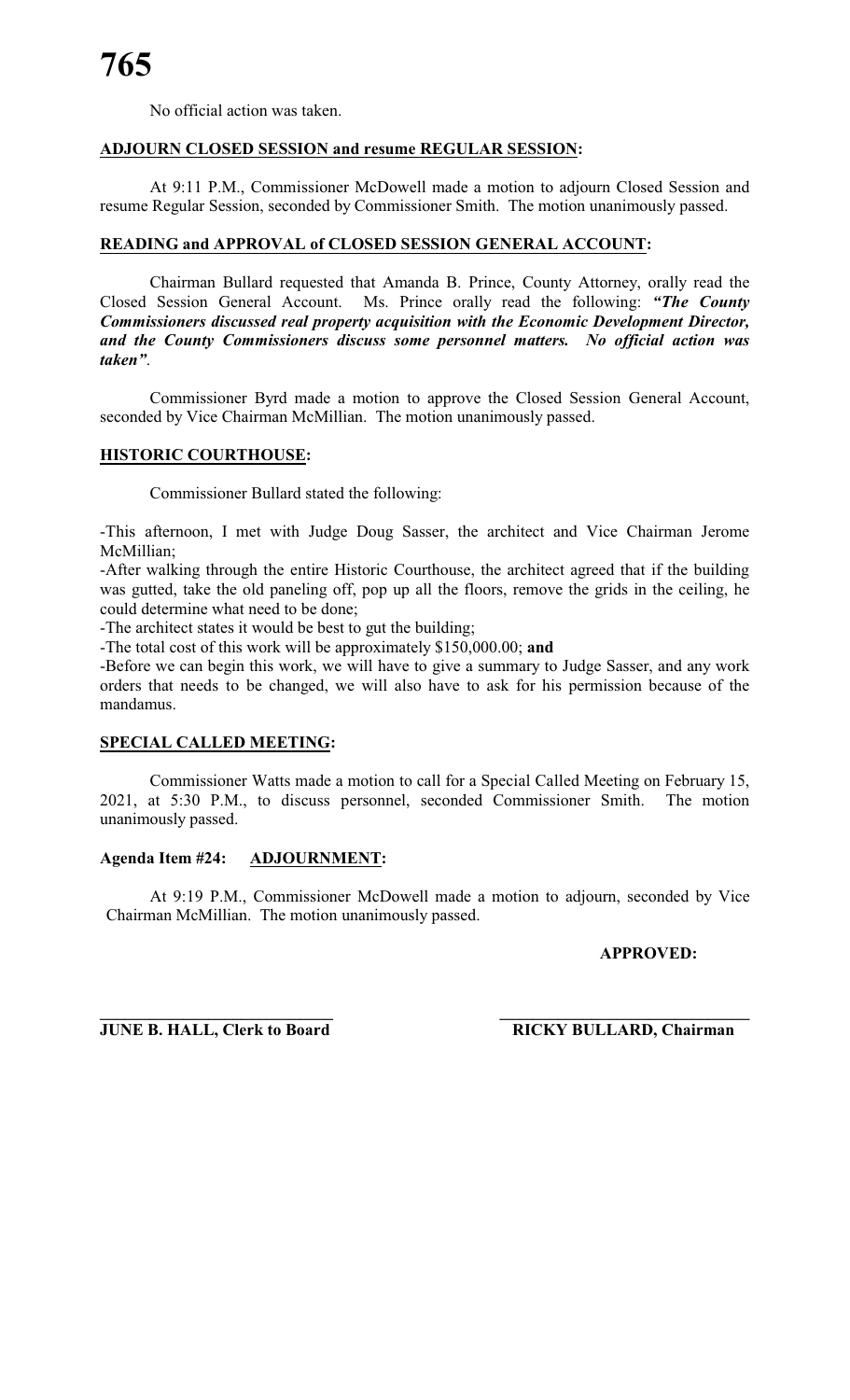No official action was taken.

**ADJOURN CLOSED SESSION and resume REGULAR SESSION:**

At 9:11 P.M., Commissioner McDowell made a motion to adjourn Closed Session and resume Regular Session, seconded by Commissioner Smith. The motion unanimously passed.

**READING and APPROVAL of CLOSED SESSION GENERAL ACCOUNT:**

Chairman Bullard requested that Amanda B. Prince, County Attorney, orally read the Closed Session General Account. Ms. Prince orally read the following: ***"The County Commissioners discussed real property acquisition with the Economic Development Director, and the County Commissioners discuss some personnel matters. No official action was taken"***.

Commissioner Byrd made a motion to approve the Closed Session General Account, seconded by Vice Chairman McMillian. The motion unanimously passed.

**HISTORIC COURTHOUSE:**

Commissioner Bullard stated the following:

-This afternoon, I met with Judge Doug Sasser, the architect and Vice Chairman Jerome McMillian;
-After walking through the entire Historic Courthouse, the architect agreed that if the building was gutted, take the old paneling off, pop up all the floors, remove the grids in the ceiling, he could determine what need to be done;
-The architect states it would be best to gut the building;
-The total cost of this work will be approximately $150,000.00; **and**
-Before we can begin this work, we will have to give a summary to Judge Sasser, and any work orders that needs to be changed, we will also have to ask for his permission because of the mandamus.

**SPECIAL CALLED MEETING:**

Commissioner Watts made a motion to call for a Special Called Meeting on February 15, 2021, at 5:30 P.M., to discuss personnel, seconded Commissioner Smith. The motion unanimously passed.

**Agenda Item #24: ADJOURNMENT:**

At 9:19 P.M., Commissioner McDowell made a motion to adjourn, seconded by Vice Chairman McMillian. The motion unanimously passed.

**APPROVED:**

**JUNE B. HALL, Clerk to Board** **RICKY BULLARD, Chairman**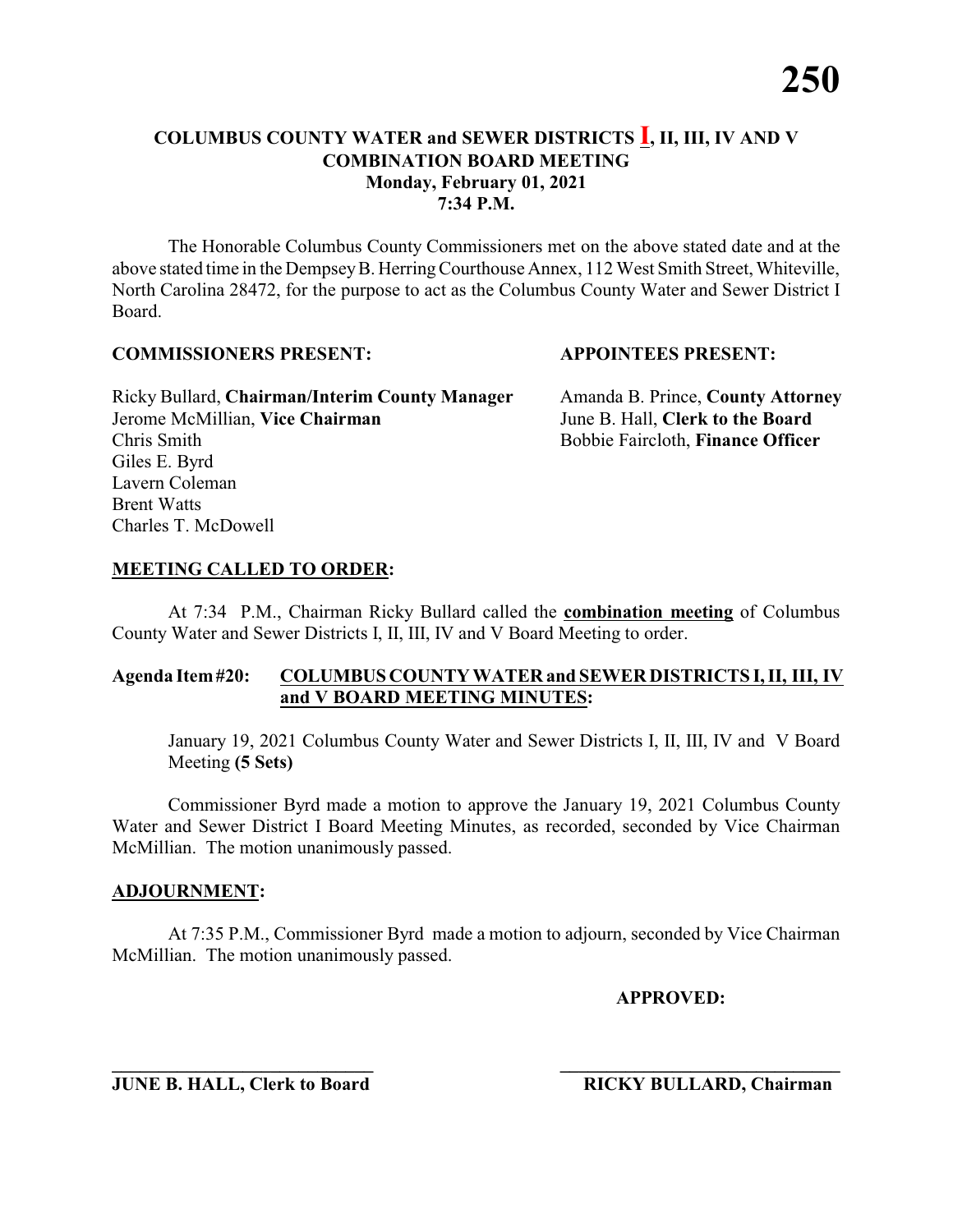# COLUMBUS COUNTY WATER and SEWER DISTRICTS I, II, III, IV AND V COMBINATION BOARD MEETING
## Monday, February 01, 2021
## 7:34 P.M.

The Honorable Columbus County Commissioners met on the above stated date and at the above stated time in the Dempsey B. Herring Courthouse Annex, 112 West Smith Street, Whiteville, North Carolina 28472, for the purpose to act as the Columbus County Water and Sewer District I Board.

**COMMISSIONERS PRESENT:**

Ricky Bullard, **Chairman/Interim County Manager**
Jerome McMillian, **Vice Chairman**
Chris Smith
Giles E. Byrd
Lavern Coleman
Brent Watts
Charles T. McDowell

**APPOINTEES PRESENT:**

Amanda B. Prince, **County Attorney**
June B. Hall, **Clerk to the Board**
Bobbie Faircloth, **Finance Officer**

**MEETING CALLED TO ORDER:**

At 7:34 P.M., Chairman Ricky Bullard called the **combination meeting** of Columbus County Water and Sewer Districts I, II, III, IV and V Board Meeting to order.

**Agenda Item #20: COLUMBUS COUNTY WATER and SEWER DISTRICTS I, II, III, IV and V BOARD MEETING MINUTES:**

January 19, 2021 Columbus County Water and Sewer Districts I, II, III, IV and V Board Meeting **(5 Sets)**

Commissioner Byrd made a motion to approve the January 19, 2021 Columbus County Water and Sewer District I Board Meeting Minutes, as recorded, seconded by Vice Chairman McMillian. The motion unanimously passed.

**ADJOURNMENT:**

At 7:35 P.M., Commissioner Byrd made a motion to adjourn, seconded by Vice Chairman McMillian. The motion unanimously passed.

**APPROVED:**

\_\_\_\_\_\_\_\_\_\_\_\_\_\_\_\_\_\_\_\_\_\_\_\_\_\_\_\_\_\_
**JUNE B. HALL, Clerk to Board**

\_\_\_\_\_\_\_\_\_\_\_\_\_\_\_\_\_\_\_\_\_\_\_\_\_\_\_\_\_\_
**RICKY BULLARD, Chairman**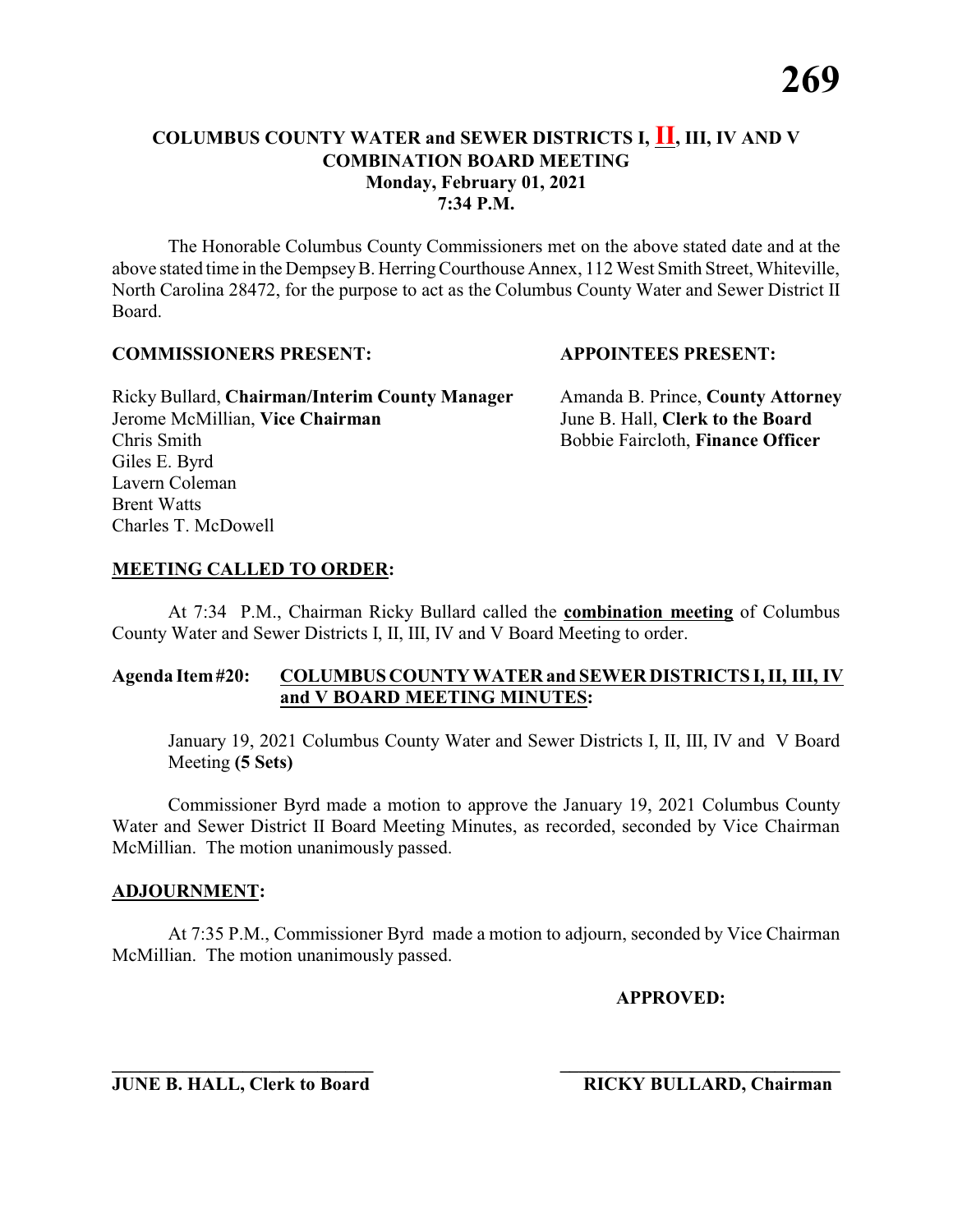# COLUMBUS COUNTY WATER and SEWER DISTRICTS I, II, III, IV AND V
## COMBINATION BOARD MEETING
### Monday, February 01, 2021
### 7:34 P.M.

The Honorable Columbus County Commissioners met on the above stated date and at the above stated time in the Dempsey B. Herring Courthouse Annex, 112 West Smith Street, Whiteville, North Carolina 28472, for the purpose to act as the Columbus County Water and Sewer District II Board.

**COMMISSIONERS PRESENT:**

Ricky Bullard, **Chairman/Interim County Manager**
Jerome McMillian, **Vice Chairman**
Chris Smith
Giles E. Byrd
Lavern Coleman
Brent Watts
Charles T. McDowell

**APPOINTEES PRESENT:**

Amanda B. Prince, **County Attorney**
June B. Hall, **Clerk to the Board**
Bobbie Faircloth, **Finance Officer**

**MEETING CALLED TO ORDER:**

At 7:34 P.M., Chairman Ricky Bullard called the **combination meeting** of Columbus County Water and Sewer Districts I, II, III, IV and V Board Meeting to order.

**Agenda Item #20: COLUMBUS COUNTY WATER and SEWER DISTRICTS I, II, III, IV and V BOARD MEETING MINUTES:**

January 19, 2021 Columbus County Water and Sewer Districts I, II, III, IV and V Board Meeting **(5 Sets)**

Commissioner Byrd made a motion to approve the January 19, 2021 Columbus County Water and Sewer District II Board Meeting Minutes, as recorded, seconded by Vice Chairman McMillian. The motion unanimously passed.

**ADJOURNMENT:**

At 7:35 P.M., Commissioner Byrd made a motion to adjourn, seconded by Vice Chairman McMillian. The motion unanimously passed.

**APPROVED:**

\_\_\_\_\_\_\_\_\_\_\_\_\_\_\_\_\_\_\_\_\_\_\_\_\_\_\_\_
**JUNE B. HALL, Clerk to Board**

\_\_\_\_\_\_\_\_\_\_\_\_\_\_\_\_\_\_\_\_\_\_\_\_\_\_\_\_
**RICKY BULLARD, Chairman**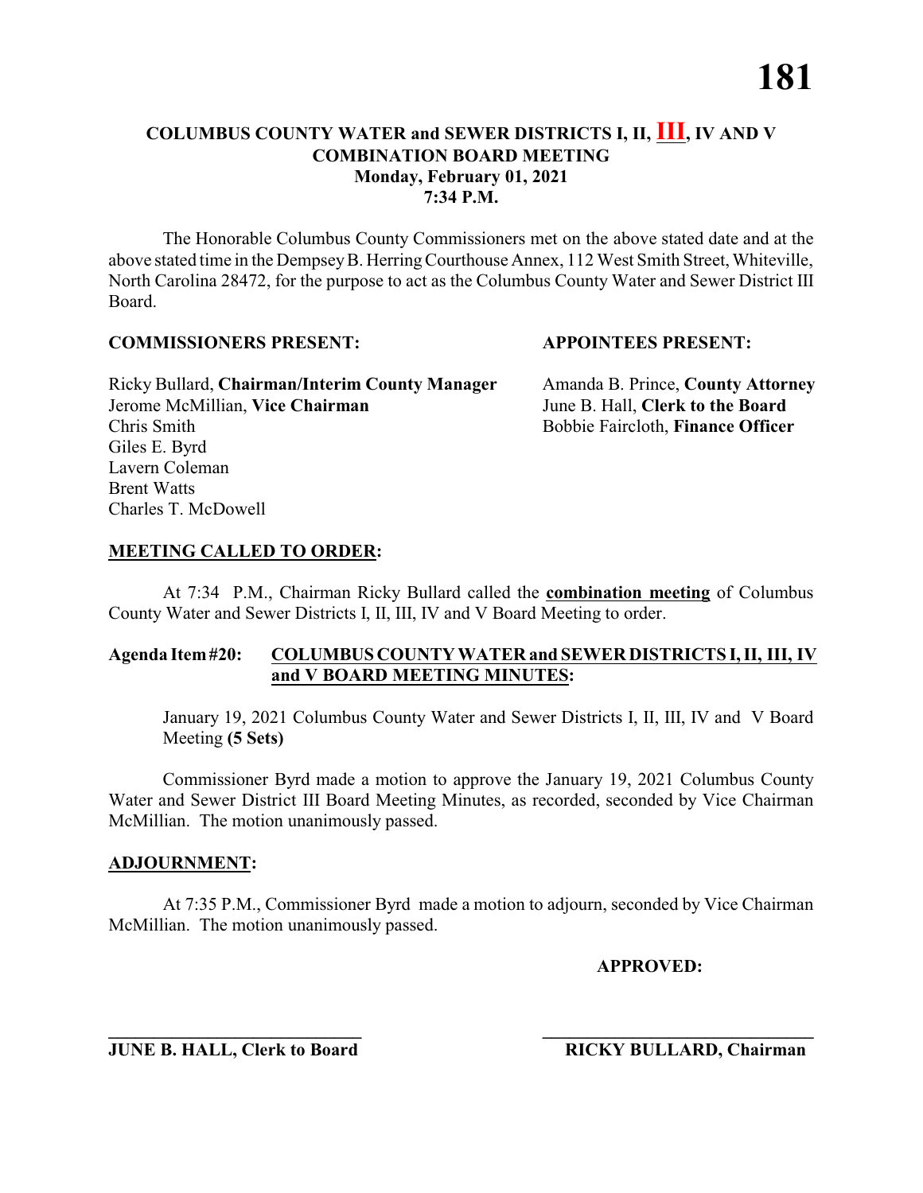# COLUMBUS COUNTY WATER and SEWER DISTRICTS I, II, III, IV AND V
## COMBINATION BOARD MEETING
### Monday, February 01, 2021
### 7:34 P.M.

The Honorable Columbus County Commissioners met on the above stated date and at the above stated time in the Dempsey B. Herring Courthouse Annex, 112 West Smith Street, Whiteville, North Carolina 28472, for the purpose to act as the Columbus County Water and Sewer District III Board.

**COMMISSIONERS PRESENT:**

Ricky Bullard, **Chairman/Interim County Manager**
Jerome McMillian, **Vice Chairman**
Chris Smith
Giles E. Byrd
Lavern Coleman
Brent Watts
Charles T. McDowell

**APPOINTEES PRESENT:**

Amanda B. Prince, **County Attorney**
June B. Hall, **Clerk to the Board**
Bobbie Faircloth, **Finance Officer**

**MEETING CALLED TO ORDER:**

At 7:34 P.M., Chairman Ricky Bullard called the **combination meeting** of Columbus County Water and Sewer Districts I, II, III, IV and V Board Meeting to order.

**Agenda Item #20: COLUMBUS COUNTY WATER and SEWER DISTRICTS I, II, III, IV and V BOARD MEETING MINUTES:**

January 19, 2021 Columbus County Water and Sewer Districts I, II, III, IV and V Board Meeting **(5 Sets)**

Commissioner Byrd made a motion to approve the January 19, 2021 Columbus County Water and Sewer District III Board Meeting Minutes, as recorded, seconded by Vice Chairman McMillian. The motion unanimously passed.

**ADJOURNMENT:**

At 7:35 P.M., Commissioner Byrd made a motion to adjourn, seconded by Vice Chairman McMillian. The motion unanimously passed.

**APPROVED:**

______________________________
**JUNE B. HALL, Clerk to Board**

______________________________
**RICKY BULLARD, Chairman**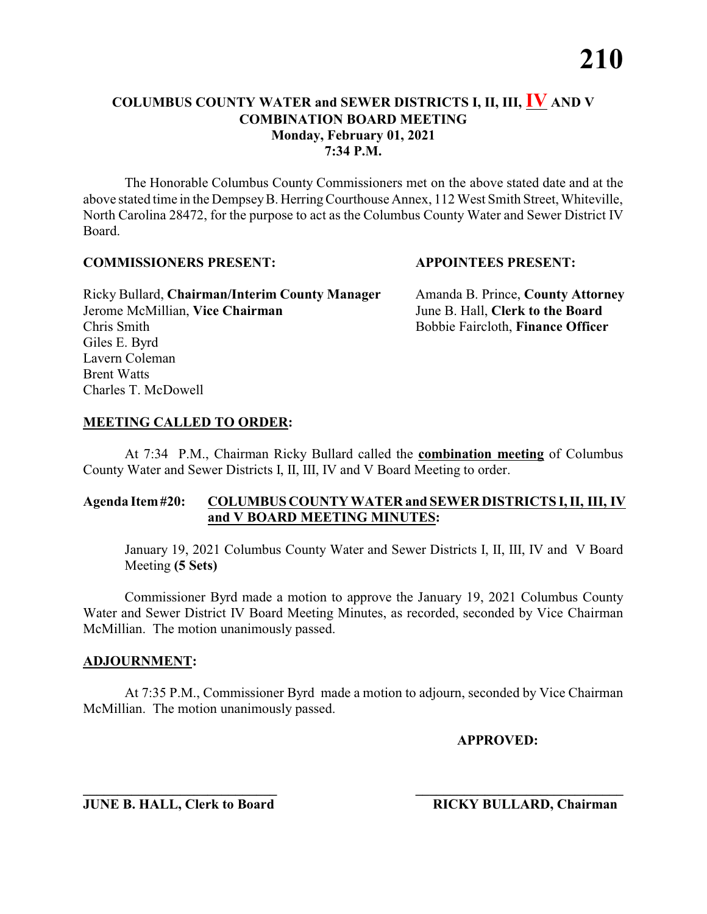# COLUMBUS COUNTY WATER and SEWER DISTRICTS I, II, III, IV AND V
## COMBINATION BOARD MEETING
### Monday, February 01, 2021
### 7:34 P.M.

The Honorable Columbus County Commissioners met on the above stated date and at the above stated time in the Dempsey B. Herring Courthouse Annex, 112 West Smith Street, Whiteville, North Carolina 28472, for the purpose to act as the Columbus County Water and Sewer District IV Board.

**COMMISSIONERS PRESENT:**

Ricky Bullard, **Chairman/Interim County Manager**
Jerome McMillian, **Vice Chairman**
Chris Smith
Giles E. Byrd
Lavern Coleman
Brent Watts
Charles T. McDowell

**APPOINTEES PRESENT:**

Amanda B. Prince, **County Attorney**
June B. Hall, **Clerk to the Board**
Bobbie Faircloth, **Finance Officer**

**MEETING CALLED TO ORDER:**

At 7:34 P.M., Chairman Ricky Bullard called the **combination meeting** of Columbus County Water and Sewer Districts I, II, III, IV and V Board Meeting to order.

**Agenda Item #20: COLUMBUS COUNTY WATER and SEWER DISTRICTS I, II, III, IV and V BOARD MEETING MINUTES:**

January 19, 2021 Columbus County Water and Sewer Districts I, II, III, IV and V Board Meeting **(5 Sets)**

Commissioner Byrd made a motion to approve the January 19, 2021 Columbus County Water and Sewer District IV Board Meeting Minutes, as recorded, seconded by Vice Chairman McMillian. The motion unanimously passed.

**ADJOURNMENT:**

At 7:35 P.M., Commissioner Byrd made a motion to adjourn, seconded by Vice Chairman McMillian. The motion unanimously passed.

**APPROVED:**

______________________________ ______________________________
**JUNE B. HALL, Clerk to Board** **RICKY BULLARD, Chairman**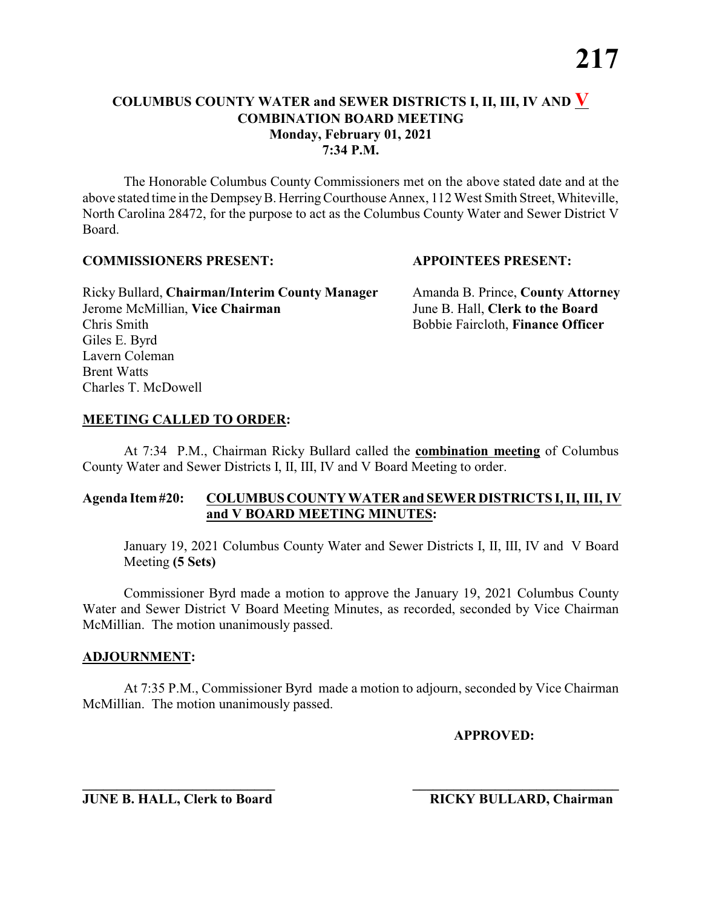# COLUMBUS COUNTY WATER and SEWER DISTRICTS I, II, III, IV AND V
## COMBINATION BOARD MEETING
### Monday, February 01, 2021
### 7:34 P.M.

The Honorable Columbus County Commissioners met on the above stated date and at the above stated time in the Dempsey B. Herring Courthouse Annex, 112 West Smith Street, Whiteville, North Carolina 28472, for the purpose to act as the Columbus County Water and Sewer District V Board.

**COMMISSIONERS PRESENT:**

Ricky Bullard, **Chairman/Interim County Manager**
Jerome McMillian, **Vice Chairman**
Chris Smith
Giles E. Byrd
Lavern Coleman
Brent Watts
Charles T. McDowell

**APPOINTEES PRESENT:**

Amanda B. Prince, **County Attorney**
June B. Hall, **Clerk to the Board**
Bobbie Faircloth, **Finance Officer**

**MEETING CALLED TO ORDER:**

At 7:34 P.M., Chairman Ricky Bullard called the **combination meeting** of Columbus County Water and Sewer Districts I, II, III, IV and V Board Meeting to order.

**Agenda Item #20: COLUMBUS COUNTY WATER and SEWER DISTRICTS I, II, III, IV and V BOARD MEETING MINUTES:**

January 19, 2021 Columbus County Water and Sewer Districts I, II, III, IV and V Board Meeting **(5 Sets)**

Commissioner Byrd made a motion to approve the January 19, 2021 Columbus County Water and Sewer District V Board Meeting Minutes, as recorded, seconded by Vice Chairman McMillian. The motion unanimously passed.

**ADJOURNMENT:**

At 7:35 P.M., Commissioner Byrd made a motion to adjourn, seconded by Vice Chairman McMillian. The motion unanimously passed.

**APPROVED:**

\_\_\_\_\_\_\_\_\_\_\_\_\_\_\_\_\_\_\_\_\_\_\_\_\_\_\_\_\_\_
**JUNE B. HALL, Clerk to Board**

\_\_\_\_\_\_\_\_\_\_\_\_\_\_\_\_\_\_\_\_\_\_\_\_\_\_\_\_\_\_
**RICKY BULLARD, Chairman**